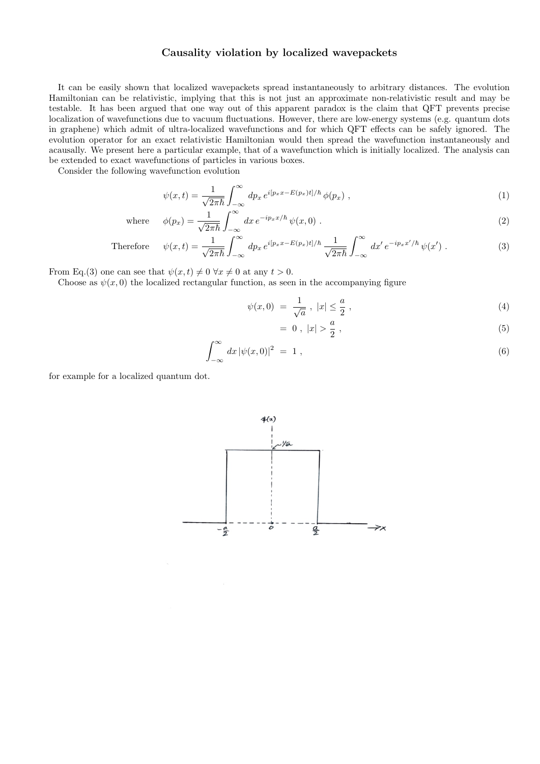# Causality violation by localized wavepackets

It can be easily shown that localized wavepackets spread instantaneously to arbitrary distances. The evolution Hamiltonian can be relativistic, implying that this is not just an approximate non-relativistic result and may be testable. It has been argued that one way out of this apparent paradox is the claim that QFT prevents precise localization of wavefunctions due to vacuum fluctuations. However, there are low-energy systems (e.g. quantum dots in graphene) which admit of ultra-localized wavefunctions and for which QFT effects can be safely ignored. The evolution operator for an exact relativistic Hamiltonian would then spread the wavefunction instantaneously and acausally. We present here a particular example, that of a wavefunction which is initially localized. The analysis can be extended to exact wavefunctions of particles in various boxes.

Consider the following wavefunction evolution

$$\psi(x,t) = \frac{1}{\sqrt{2\pi\hbar}} \int_{-\infty}^{\infty} dp_x \, e^{i[p_x x - E(p_x)t]/\hbar} \, \phi(p_x) \,, \tag{1}$$

where

$$\phi(p_x) = \frac{1}{\sqrt{2\pi\hbar}} \int_{-\infty}^{\infty} dx \, e^{-ip_x x/\hbar} \, \psi(x,0) \,. \tag{2}$$

Therefore

$$\psi(x,t) = \frac{1}{\sqrt{2\pi\hbar}} \int_{-\infty}^{\infty} dp_x \, e^{i[p_x x - E(p_x)t]/\hbar} \, \frac{1}{\sqrt{2\pi\hbar}} \int_{-\infty}^{\infty} dx' \, e^{-ip_x x'/\hbar} \, \psi(x') \,. \tag{3}$$

From Eq.(3) one can see that $\psi(x,t) \neq 0 \; \forall x \neq 0$ at any $t > 0$.

Choose as $\psi(x,0)$ the localized rectangular function, as seen in the accompanying figure

$$\psi(x,0) = \frac{1}{\sqrt{a}} \,, \; |x| \leq \frac{a}{2} \,, \tag{4}$$

$$= 0 \,, \; |x| > \frac{a}{2} \,, \tag{5}$$

$$\int_{-\infty}^{\infty} dx \, |\psi(x,0)|^2 = 1 \,, \tag{6}$$

for example for a localized quantum dot.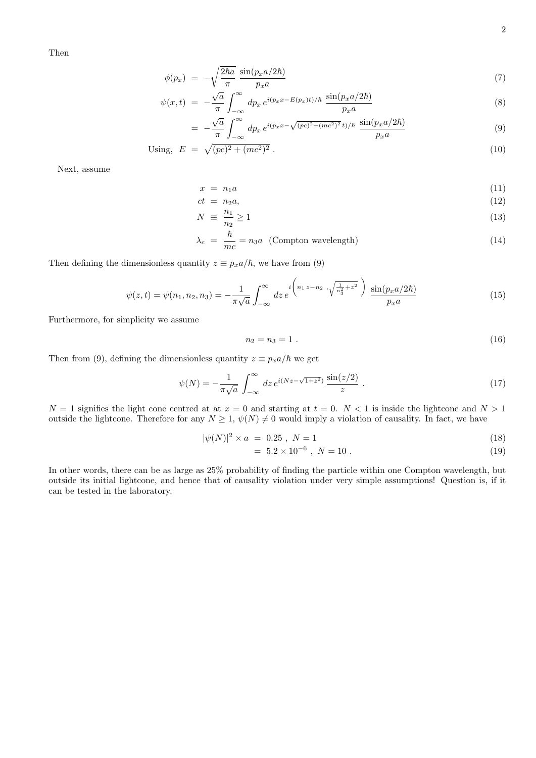Then

$$
\begin{aligned}
\phi(p_x) &= -\sqrt{\frac{2\hbar a}{\pi}}\ \frac{\sin(p_x a/2\hbar)}{p_x a} && (7)\\
\psi(x,t) &= -\frac{\sqrt{a}}{\pi}\int_{-\infty}^{\infty} dp_x\, e^{i(p_x x - E(p_x)t)/\hbar}\ \frac{\sin(p_x a/2\hbar)}{p_x a} && (8)\\
&= -\frac{\sqrt{a}}{\pi}\int_{-\infty}^{\infty} dp_x\, e^{i(p_x x - \sqrt{(pc)^2+(mc^2)^2}\,t)/\hbar}\ \frac{\sin(p_x a/2\hbar)}{p_x a} && (9)\\
\text{Using,}\ \ E &= \sqrt{(pc)^2+(mc^2)^2}\ . && (10)
\end{aligned}
$$

Next, assume

$$
\begin{aligned}
x &= n_1 a && (11)\\
ct &= n_2 a, && (12)\\
N &\equiv \frac{n_1}{n_2} \geq 1 && (13)\\
\lambda_c &= \frac{\hbar}{mc} = n_3 a \ \ \text{(Compton wavelength)} && (14)
\end{aligned}
$$

Then defining the dimensionless quantity $z \equiv p_x a/\hbar$, we have from (9)

$$
\psi(z,t) = \psi(n_1,n_2,n_3) = -\frac{1}{\pi\sqrt{a}}\int_{-\infty}^{\infty} dz\, e^{i\left(n_1\, z - n_2\ .\sqrt{\frac{1}{n_3^2}+z^2}\ \right)}\ \frac{\sin(p_x a/2\hbar)}{p_x a} \tag{15}
$$

Furthermore, for simplicity we assume

$$
n_2 = n_3 = 1\ . \tag{16}
$$

Then from (9), defining the dimensionless quantity $z \equiv p_x a/\hbar$ we get

$$
\psi(N) = -\frac{1}{\pi\sqrt{a}}\int_{-\infty}^{\infty} dz\, e^{i(Nz-\sqrt{1+z^2})}\ \frac{\sin(z/2)}{z}\ . \tag{17}
$$

$N = 1$ signifies the light cone centred at at $x = 0$ and starting at $t = 0$. $N < 1$ is inside the lightcone and $N > 1$ outside the lightcone. Therefore for any $N \geq 1$, $\psi(N) \neq 0$ would imply a violation of causality. In fact, we have

$$
\begin{aligned}
|\psi(N)|^2 \times a &= 0.25\ ,\ N = 1 && (18)\\
&= 5.2\times 10^{-6}\ ,\ N = 10\ . && (19)
\end{aligned}
$$

In other words, there can be as large as 25% probability of finding the particle within one Compton wavelength, but outside its initial lightcone, and hence that of causality violation under very simple assumptions! Question is, if it can be tested in the laboratory.